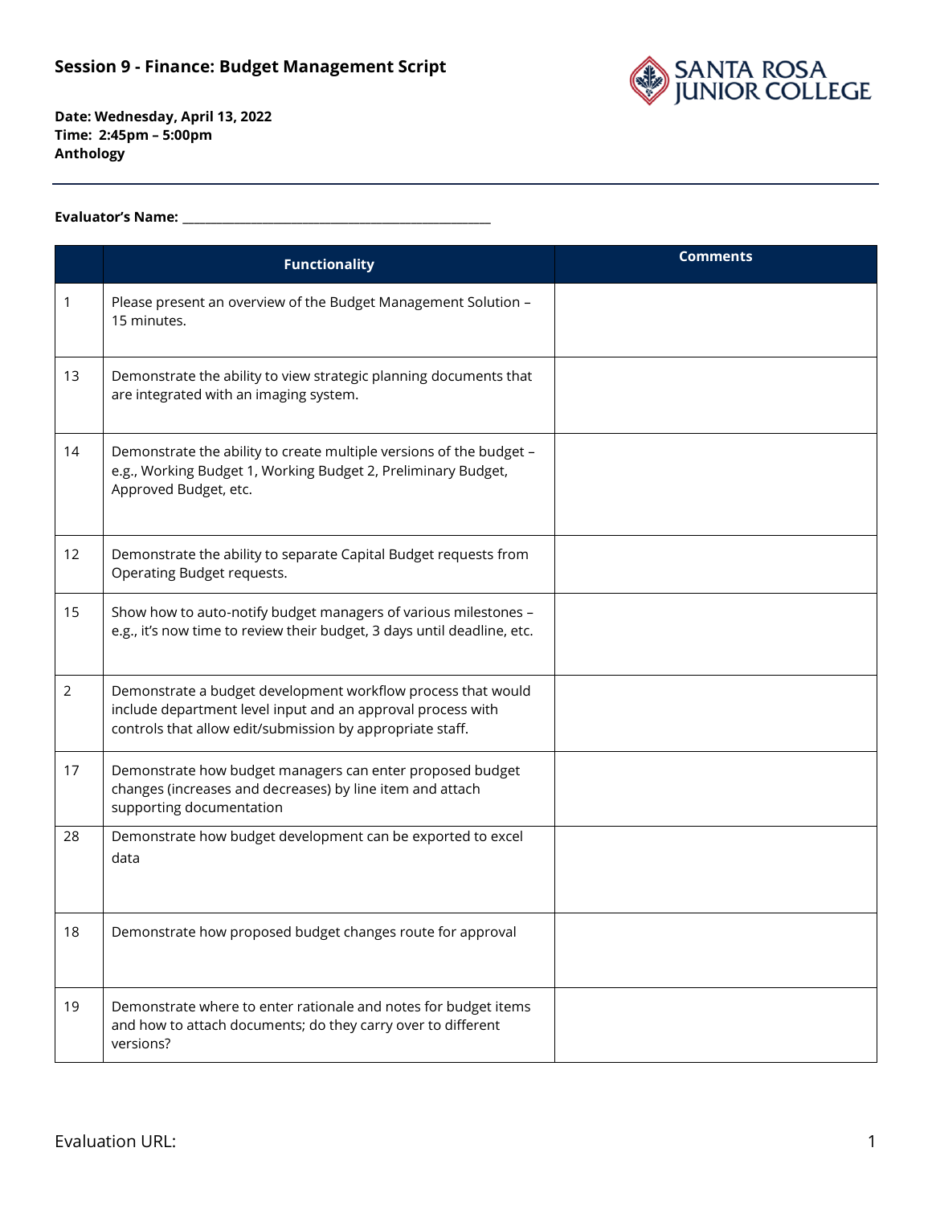## Session 9 - Finance: Budget Management Script

SANTA ROSA JUNIOR COLLEGE

**Date: Wednesday, April 13, 2022**
**Time: 2:45pm – 5:00pm**
**Anthology**

**Evaluator's Name:** ___________________________________________

| | Functionality | Comments |
|---|---|---|
| 1 | Please present an overview of the Budget Management Solution – 15 minutes. | |
| 13 | Demonstrate the ability to view strategic planning documents that are integrated with an imaging system. | |
| 14 | Demonstrate the ability to create multiple versions of the budget – e.g., Working Budget 1, Working Budget 2, Preliminary Budget, Approved Budget, etc. | |
| 12 | Demonstrate the ability to separate Capital Budget requests from Operating Budget requests. | |
| 15 | Show how to auto-notify budget managers of various milestones – e.g., it's now time to review their budget, 3 days until deadline, etc. | |
| 2 | Demonstrate a budget development workflow process that would include department level input and an approval process with controls that allow edit/submission by appropriate staff. | |
| 17 | Demonstrate how budget managers can enter proposed budget changes (increases and decreases) by line item and attach supporting documentation | |
| 28 | Demonstrate how budget development can be exported to excel data | |
| 18 | Demonstrate how proposed budget changes route for approval | |
| 19 | Demonstrate where to enter rationale and notes for budget items and how to attach documents; do they carry over to different versions? | |

Evaluation URL: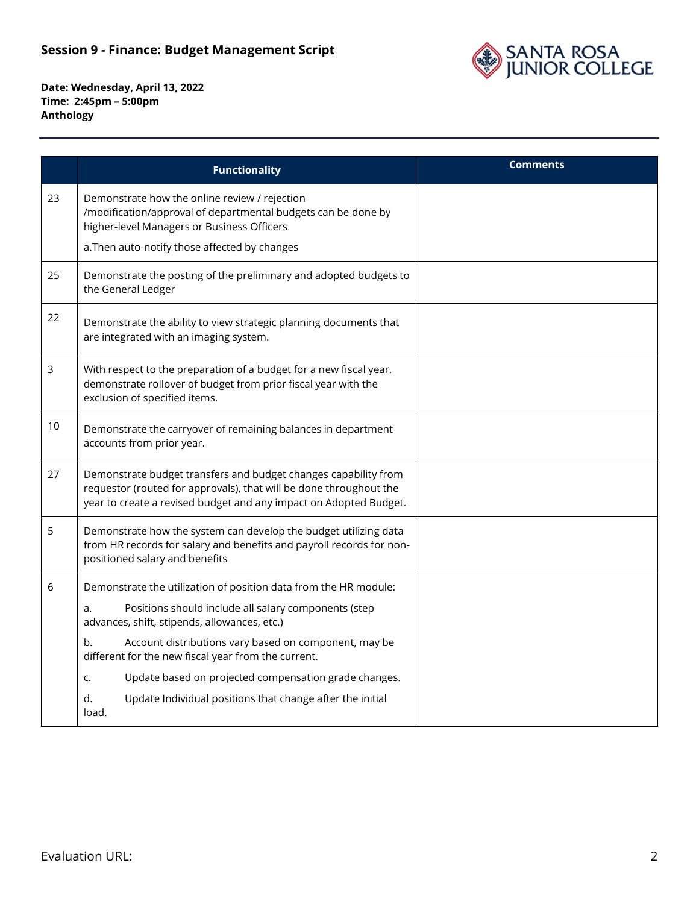## Session 9 - Finance: Budget Management Script

**Date: Wednesday, April 13, 2022**
**Time: 2:45pm – 5:00pm**
**Anthology**

| | Functionality | Comments |
|---|---|---|
| 23 | Demonstrate how the online review / rejection /modification/approval of departmental budgets can be done by higher-level Managers or Business Officers<br><br>a.Then auto-notify those affected by changes | |
| 25 | Demonstrate the posting of the preliminary and adopted budgets to the General Ledger | |
| 22 | Demonstrate the ability to view strategic planning documents that are integrated with an imaging system. | |
| 3 | With respect to the preparation of a budget for a new fiscal year, demonstrate rollover of budget from prior fiscal year with the exclusion of specified items. | |
| 10 | Demonstrate the carryover of remaining balances in department accounts from prior year. | |
| 27 | Demonstrate budget transfers and budget changes capability from requestor (routed for approvals), that will be done throughout the year to create a revised budget and any impact on Adopted Budget. | |
| 5 | Demonstrate how the system can develop the budget utilizing data from HR records for salary and benefits and payroll records for non-positioned salary and benefits | |
| 6 | Demonstrate the utilization of position data from the HR module:<br><br>a. Positions should include all salary components (step advances, shift, stipends, allowances, etc.)<br><br>b. Account distributions vary based on component, may be different for the new fiscal year from the current.<br><br>c. Update based on projected compensation grade changes.<br><br>d. Update Individual positions that change after the initial load. | |

Evaluation URL: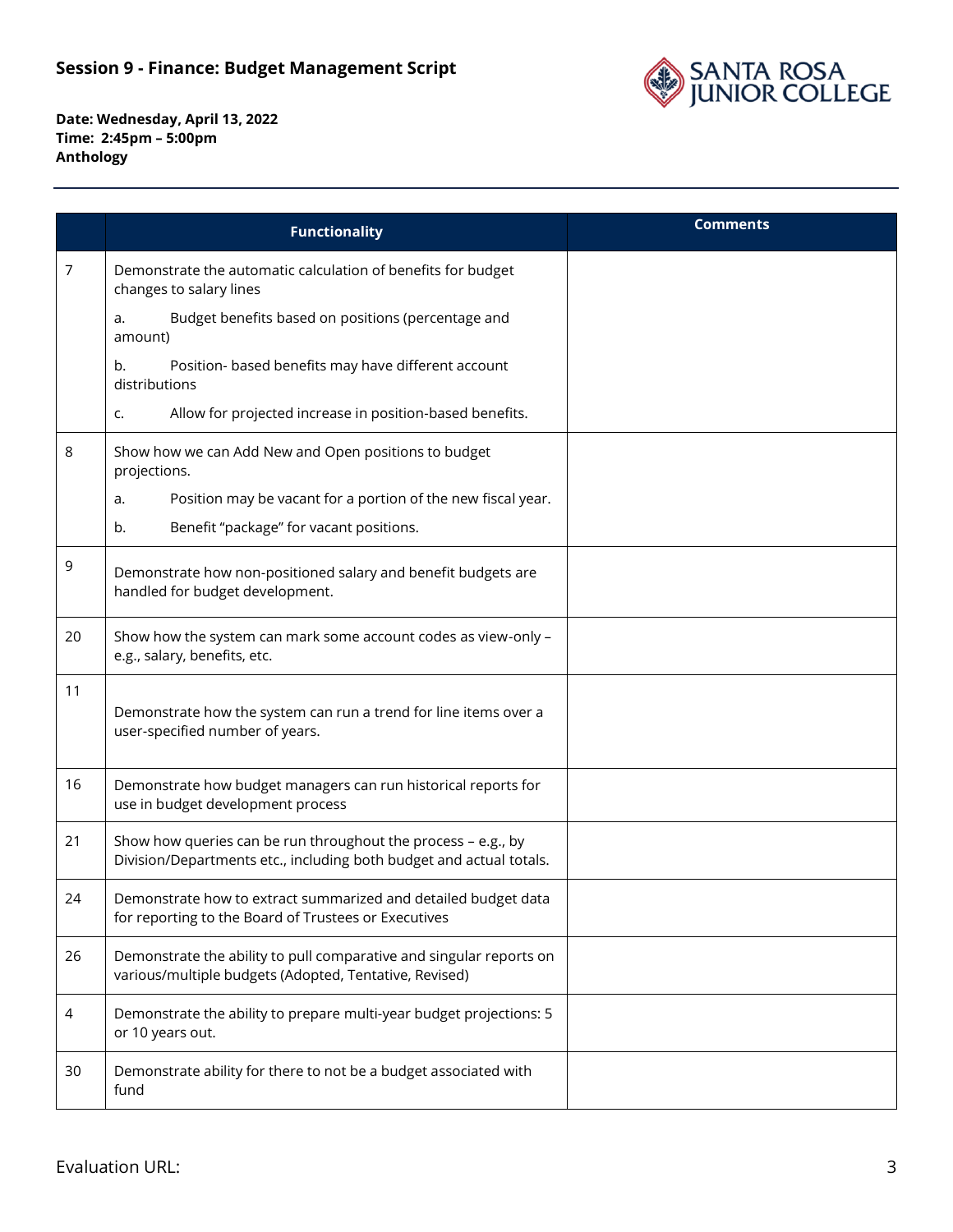## Session 9 - Finance: Budget Management Script

**Date: Wednesday, April 13, 2022**
**Time: 2:45pm – 5:00pm**
**Anthology**

| | Functionality | Comments |
|---|---|---|
| 7 | Demonstrate the automatic calculation of benefits for budget changes to salary lines<br>a. Budget benefits based on positions (percentage and amount)<br>b. Position- based benefits may have different account distributions<br>c. Allow for projected increase in position-based benefits. | |
| 8 | Show how we can Add New and Open positions to budget projections.<br>a. Position may be vacant for a portion of the new fiscal year.<br>b. Benefit "package" for vacant positions. | |
| 9 | Demonstrate how non-positioned salary and benefit budgets are handled for budget development. | |
| 20 | Show how the system can mark some account codes as view-only – e.g., salary, benefits, etc. | |
| 11 | Demonstrate how the system can run a trend for line items over a user-specified number of years. | |
| 16 | Demonstrate how budget managers can run historical reports for use in budget development process | |
| 21 | Show how queries can be run throughout the process – e.g., by Division/Departments etc., including both budget and actual totals. | |
| 24 | Demonstrate how to extract summarized and detailed budget data for reporting to the Board of Trustees or Executives | |
| 26 | Demonstrate the ability to pull comparative and singular reports on various/multiple budgets (Adopted, Tentative, Revised) | |
| 4 | Demonstrate the ability to prepare multi-year budget projections: 5 or 10 years out. | |
| 30 | Demonstrate ability for there to not be a budget associated with fund | |

Evaluation URL: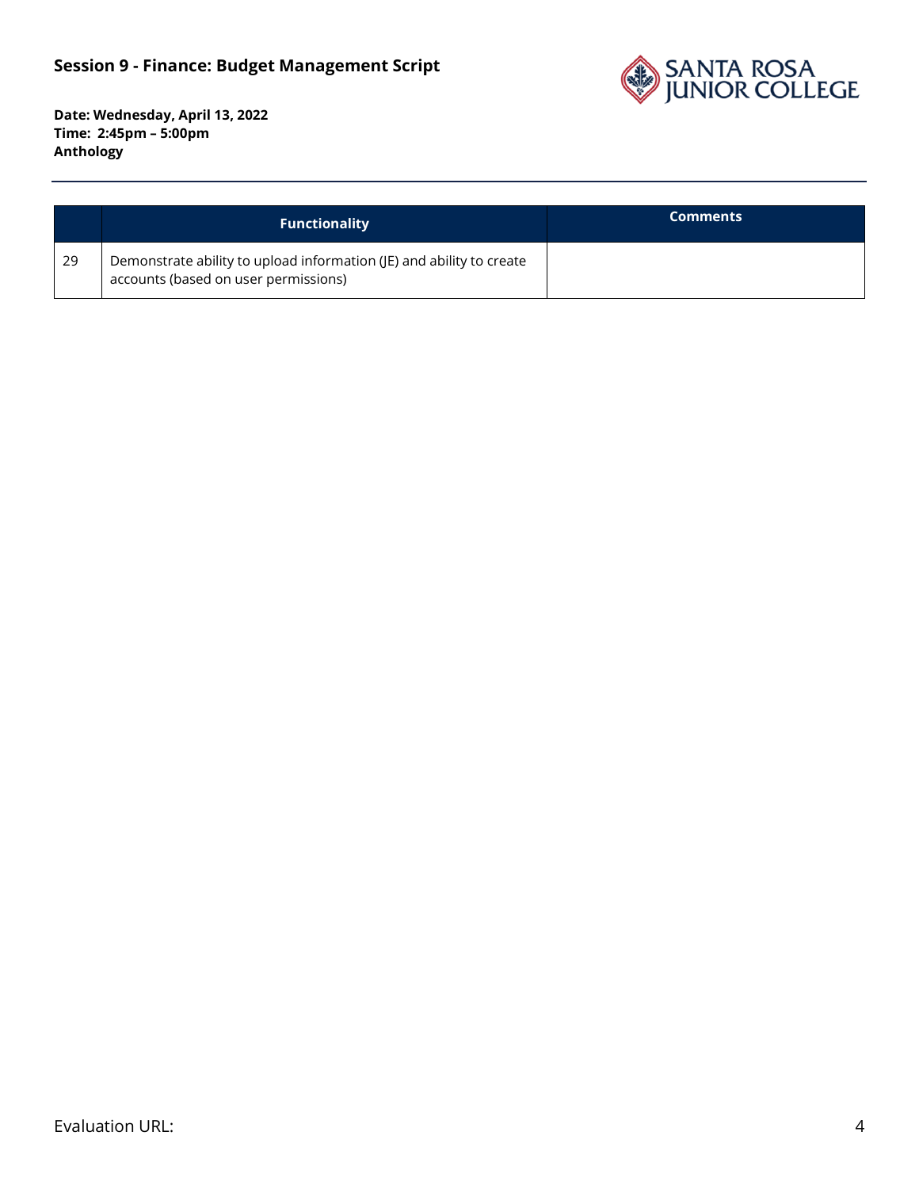## Session 9 - Finance: Budget Management Script

**Date: Wednesday, April 13, 2022**
**Time: 2:45pm – 5:00pm**
**Anthology**

| | Functionality | Comments |
|---|---|---|
| 29 | Demonstrate ability to upload information (JE) and ability to create accounts (based on user permissions) | |

Evaluation URL: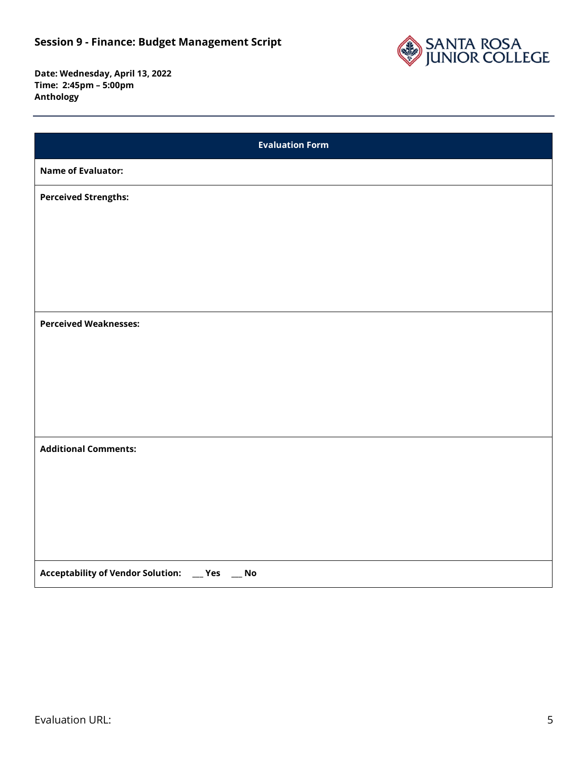**Session 9 - Finance: Budget Management Script**

**Date: Wednesday, April 13, 2022**
**Time: 2:45pm – 5:00pm**
**Anthology**

---

| Evaluation Form |
|---|
| **Name of Evaluator:** |
| **Perceived Strengths:** |
| **Perceived Weaknesses:** |
| **Additional Comments:** |
| **Acceptability of Vendor Solution:** ___ **Yes** ___ **No** |

Evaluation URL: